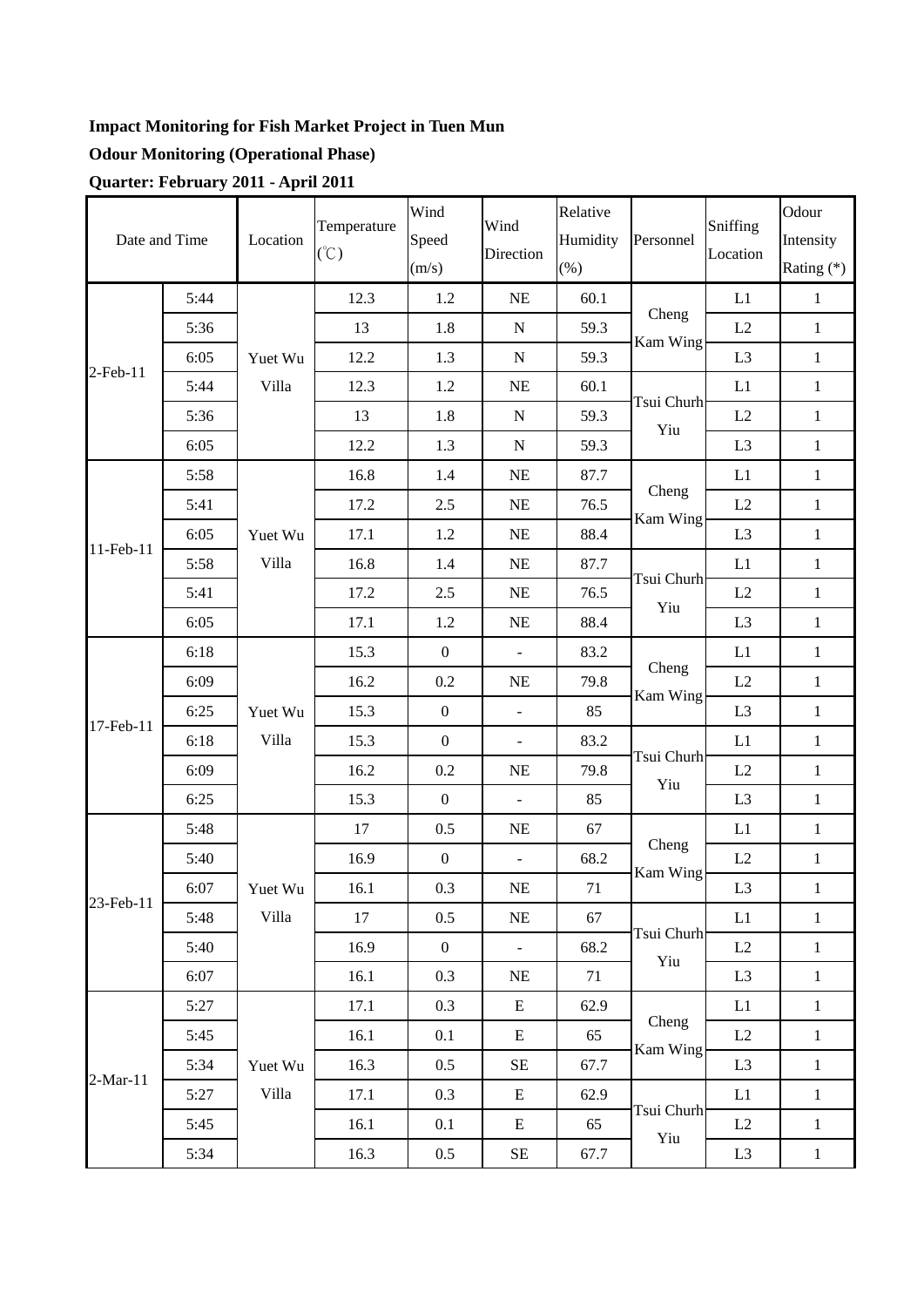**Impact Monitoring for Fish Market Project in Tuen Mun**

**Odour Monitoring (Operational Phase)**

**Quarter: February 2011 - April 2011**

| Date and Time | | Location | Temperature (℃) | Wind Speed (m/s) | Wind Direction | Relative Humidity (%) | Personnel | Sniffing Location | Odour Intensity Rating (*) |
|---|---|---|---|---|---|---|---|---|---|
| 2-Feb-11 | 5:44 | Yuet Wu Villa | 12.3 | 1.2 | NE | 60.1 | Cheng Kam Wing | L1 | 1 |
| | 5:36 | | 13 | 1.8 | N | 59.3 | | L2 | 1 |
| | 6:05 | | 12.2 | 1.3 | N | 59.3 | | L3 | 1 |
| | 5:44 | | 12.3 | 1.2 | NE | 60.1 | Tsui Churh Yiu | L1 | 1 |
| | 5:36 | | 13 | 1.8 | N | 59.3 | | L2 | 1 |
| | 6:05 | | 12.2 | 1.3 | N | 59.3 | | L3 | 1 |
| 11-Feb-11 | 5:58 | Yuet Wu Villa | 16.8 | 1.4 | NE | 87.7 | Cheng Kam Wing | L1 | 1 |
| | 5:41 | | 17.2 | 2.5 | NE | 76.5 | | L2 | 1 |
| | 6:05 | | 17.1 | 1.2 | NE | 88.4 | | L3 | 1 |
| | 5:58 | | 16.8 | 1.4 | NE | 87.7 | Tsui Churh Yiu | L1 | 1 |
| | 5:41 | | 17.2 | 2.5 | NE | 76.5 | | L2 | 1 |
| | 6:05 | | 17.1 | 1.2 | NE | 88.4 | | L3 | 1 |
| 17-Feb-11 | 6:18 | Yuet Wu Villa | 15.3 | 0 | - | 83.2 | Cheng Kam Wing | L1 | 1 |
| | 6:09 | | 16.2 | 0.2 | NE | 79.8 | | L2 | 1 |
| | 6:25 | | 15.3 | 0 | - | 85 | | L3 | 1 |
| | 6:18 | | 15.3 | 0 | - | 83.2 | Tsui Churh Yiu | L1 | 1 |
| | 6:09 | | 16.2 | 0.2 | NE | 79.8 | | L2 | 1 |
| | 6:25 | | 15.3 | 0 | - | 85 | | L3 | 1 |
| 23-Feb-11 | 5:48 | Yuet Wu Villa | 17 | 0.5 | NE | 67 | Cheng Kam Wing | L1 | 1 |
| | 5:40 | | 16.9 | 0 | - | 68.2 | | L2 | 1 |
| | 6:07 | | 16.1 | 0.3 | NE | 71 | | L3 | 1 |
| | 5:48 | | 17 | 0.5 | NE | 67 | Tsui Churh Yiu | L1 | 1 |
| | 5:40 | | 16.9 | 0 | - | 68.2 | | L2 | 1 |
| | 6:07 | | 16.1 | 0.3 | NE | 71 | | L3 | 1 |
| 2-Mar-11 | 5:27 | Yuet Wu Villa | 17.1 | 0.3 | E | 62.9 | Cheng Kam Wing | L1 | 1 |
| | 5:45 | | 16.1 | 0.1 | E | 65 | | L2 | 1 |
| | 5:34 | | 16.3 | 0.5 | SE | 67.7 | | L3 | 1 |
| | 5:27 | | 17.1 | 0.3 | E | 62.9 | Tsui Churh Yiu | L1 | 1 |
| | 5:45 | | 16.1 | 0.1 | E | 65 | | L2 | 1 |
| | 5:34 | | 16.3 | 0.5 | SE | 67.7 | | L3 | 1 |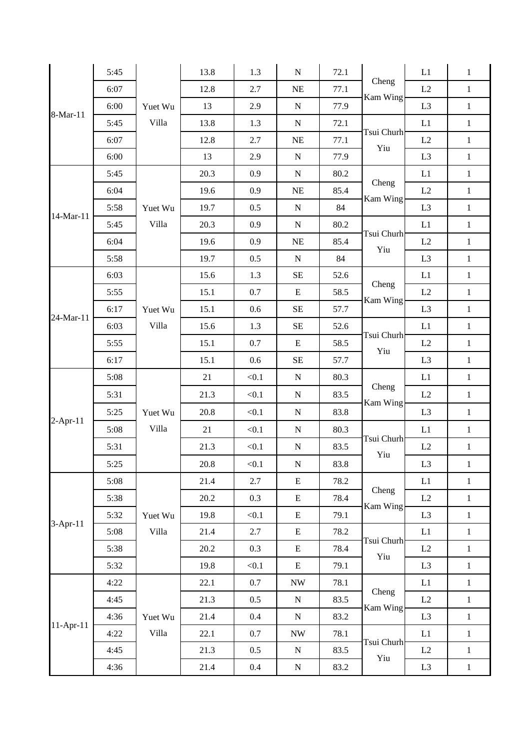| | | | | | | | | | |
|---|---|---|---|---|---|---|---|---|---|
| 8-Mar-11 | 5:45 | Yuet Wu Villa | 13.8 | 1.3 | N | 72.1 | Cheng Kam Wing | L1 | 1 |
| | 6:07 | | 12.8 | 2.7 | NE | 77.1 | | L2 | 1 |
| | 6:00 | | 13 | 2.9 | N | 77.9 | | L3 | 1 |
| | 5:45 | | 13.8 | 1.3 | N | 72.1 | Tsui Churh Yiu | L1 | 1 |
| | 6:07 | | 12.8 | 2.7 | NE | 77.1 | | L2 | 1 |
| | 6:00 | | 13 | 2.9 | N | 77.9 | | L3 | 1 |
| 14-Mar-11 | 5:45 | Yuet Wu Villa | 20.3 | 0.9 | N | 80.2 | Cheng Kam Wing | L1 | 1 |
| | 6:04 | | 19.6 | 0.9 | NE | 85.4 | | L2 | 1 |
| | 5:58 | | 19.7 | 0.5 | N | 84 | | L3 | 1 |
| | 5:45 | | 20.3 | 0.9 | N | 80.2 | Tsui Churh Yiu | L1 | 1 |
| | 6:04 | | 19.6 | 0.9 | NE | 85.4 | | L2 | 1 |
| | 5:58 | | 19.7 | 0.5 | N | 84 | | L3 | 1 |
| 24-Mar-11 | 6:03 | Yuet Wu Villa | 15.6 | 1.3 | SE | 52.6 | Cheng Kam Wing | L1 | 1 |
| | 5:55 | | 15.1 | 0.7 | E | 58.5 | | L2 | 1 |
| | 6:17 | | 15.1 | 0.6 | SE | 57.7 | | L3 | 1 |
| | 6:03 | | 15.6 | 1.3 | SE | 52.6 | Tsui Churh Yiu | L1 | 1 |
| | 5:55 | | 15.1 | 0.7 | E | 58.5 | | L2 | 1 |
| | 6:17 | | 15.1 | 0.6 | SE | 57.7 | | L3 | 1 |
| 2-Apr-11 | 5:08 | Yuet Wu Villa | 21 | <0.1 | N | 80.3 | Cheng Kam Wing | L1 | 1 |
| | 5:31 | | 21.3 | <0.1 | N | 83.5 | | L2 | 1 |
| | 5:25 | | 20.8 | <0.1 | N | 83.8 | | L3 | 1 |
| | 5:08 | | 21 | <0.1 | N | 80.3 | Tsui Churh Yiu | L1 | 1 |
| | 5:31 | | 21.3 | <0.1 | N | 83.5 | | L2 | 1 |
| | 5:25 | | 20.8 | <0.1 | N | 83.8 | | L3 | 1 |
| 3-Apr-11 | 5:08 | Yuet Wu Villa | 21.4 | 2.7 | E | 78.2 | Cheng Kam Wing | L1 | 1 |
| | 5:38 | | 20.2 | 0.3 | E | 78.4 | | L2 | 1 |
| | 5:32 | | 19.8 | <0.1 | E | 79.1 | | L3 | 1 |
| | 5:08 | | 21.4 | 2.7 | E | 78.2 | Tsui Churh Yiu | L1 | 1 |
| | 5:38 | | 20.2 | 0.3 | E | 78.4 | | L2 | 1 |
| | 5:32 | | 19.8 | <0.1 | E | 79.1 | | L3 | 1 |
| 11-Apr-11 | 4:22 | Yuet Wu Villa | 22.1 | 0.7 | NW | 78.1 | Cheng Kam Wing | L1 | 1 |
| | 4:45 | | 21.3 | 0.5 | N | 83.5 | | L2 | 1 |
| | 4:36 | | 21.4 | 0.4 | N | 83.2 | | L3 | 1 |
| | 4:22 | | 22.1 | 0.7 | NW | 78.1 | Tsui Churh Yiu | L1 | 1 |
| | 4:45 | | 21.3 | 0.5 | N | 83.5 | | L2 | 1 |
| | 4:36 | | 21.4 | 0.4 | N | 83.2 | | L3 | 1 |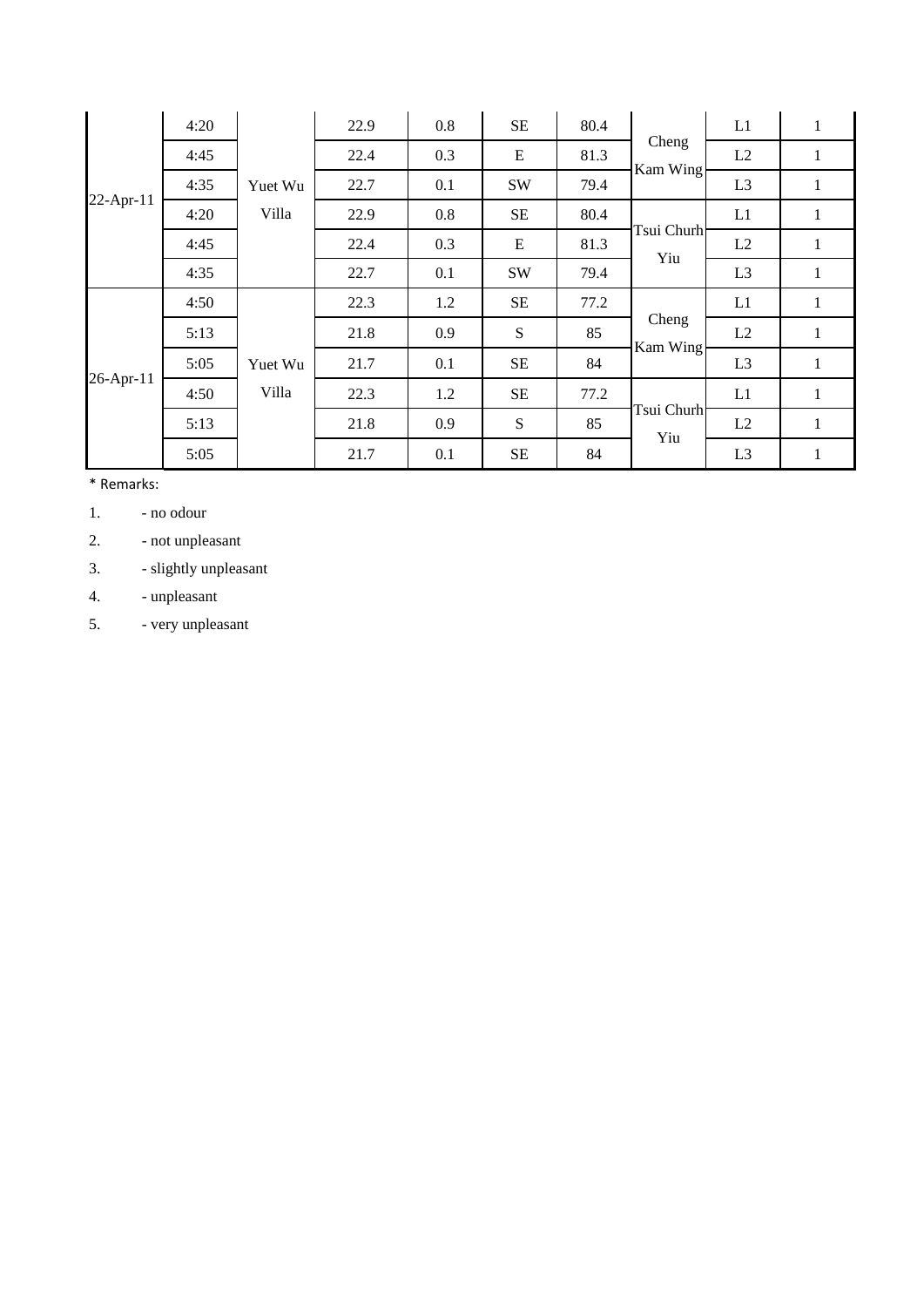| | | | | | | | | | |
|---|---|---|---|---|---|---|---|---|---|
| 22-Apr-11 | 4:20 | Yuet Wu Villa | 22.9 | 0.8 | SE | 80.4 | Cheng Kam Wing | L1 | 1 |
| | 4:45 | | 22.4 | 0.3 | E | 81.3 | | L2 | 1 |
| | 4:35 | | 22.7 | 0.1 | SW | 79.4 | | L3 | 1 |
| | 4:20 | | 22.9 | 0.8 | SE | 80.4 | Tsui Churh Yiu | L1 | 1 |
| | 4:45 | | 22.4 | 0.3 | E | 81.3 | | L2 | 1 |
| | 4:35 | | 22.7 | 0.1 | SW | 79.4 | | L3 | 1 |
| 26-Apr-11 | 4:50 | Yuet Wu Villa | 22.3 | 1.2 | SE | 77.2 | Cheng Kam Wing | L1 | 1 |
| | 5:13 | | 21.8 | 0.9 | S | 85 | | L2 | 1 |
| | 5:05 | | 21.7 | 0.1 | SE | 84 | | L3 | 1 |
| | 4:50 | | 22.3 | 1.2 | SE | 77.2 | Tsui Churh Yiu | L1 | 1 |
| | 5:13 | | 21.8 | 0.9 | S | 85 | | L2 | 1 |
| | 5:05 | | 21.7 | 0.1 | SE | 84 | | L3 | 1 |

* Remarks:

1. - no odour
2. - not unpleasant
3. - slightly unpleasant
4. - unpleasant
5. - very unpleasant